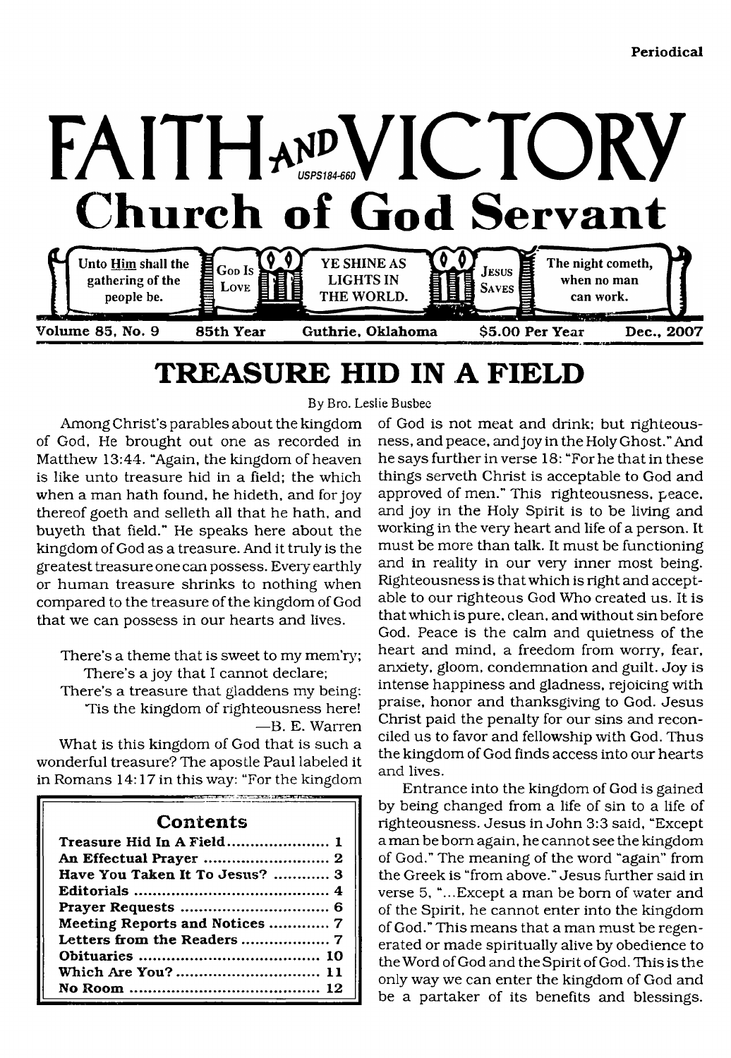Periodical

# FAITH AND VICTORY

USPS184-660

## Church of God Servant

Unto Him shall the gathering of the people be. | God Is Love | YE SHINE AS LIGHTS IN THE WORLD. | Jesus Saves | The night cometh, when no man can work.

Volume 85, No. 9 — 85th Year — Guthrie, Oklahoma — $5.00 Per Year — Dec., 2007

# TREASURE HID IN A FIELD

By Bro. Leslie Busbee

Among Christ's parables about the kingdom of God, He brought out one as recorded in Matthew 13:44. "Again, the kingdom of heaven is like unto treasure hid in a field; the which when a man hath found, he hideth, and for joy thereof goeth and selleth all that he hath, and buyeth that field." He speaks here about the kingdom of God as a treasure. And it truly is the greatest treasure one can possess. Every earthly or human treasure shrinks to nothing when compared to the treasure of the kingdom of God that we can possess in our hearts and lives.

There's a theme that is sweet to my mem'ry;
There's a joy that I cannot declare;
There's a treasure that gladdens my being:
'Tis the kingdom of righteousness here!
—B. E. Warren

What is this kingdom of God that is such a wonderful treasure? The apostle Paul labeled it in Romans 14:17 in this way: "For the kingdom of God is not meat and drink; but righteousness, and peace, and joy in the Holy Ghost." And he says further in verse 18: "For he that in these things serveth Christ is acceptable to God and approved of men." This righteousness, peace, and joy in the Holy Spirit is to be living and working in the very heart and life of a person. It must be more than talk. It must be functioning and in reality in our very inner most being. Righteousness is that which is right and acceptable to our righteous God Who created us. It is that which is pure, clean, and without sin before God. Peace is the calm and quietness of the heart and mind, a freedom from worry, fear, anxiety, gloom, condemnation and guilt. Joy is intense happiness and gladness, rejoicing with praise, honor and thanksgiving to God. Jesus Christ paid the penalty for our sins and reconciled us to favor and fellowship with God. Thus the kingdom of God finds access into our hearts and lives.

Entrance into the kingdom of God is gained by being changed from a life of sin to a life of righteousness. Jesus in John 3:3 said, "Except a man be born again, he cannot see the kingdom of God." The meaning of the word "again" from the Greek is "from above." Jesus further said in verse 5, "...Except a man be born of water and of the Spirit, he cannot enter into the kingdom of God." This means that a man must be regenerated or made spiritually alive by obedience to the Word of God and the Spirit of God. This is the only way we can enter the kingdom of God and be a partaker of its benefits and blessings.

## Contents

| | |
|---|---|
| **Treasure Hid In A Field** | **1** |
| **An Effectual Prayer** | **2** |
| **Have You Taken It To Jesus?** | **3** |
| **Editorials** | **4** |
| **Prayer Requests** | **6** |
| **Meeting Reports and Notices** | **7** |
| **Letters from the Readers** | **7** |
| **Obituaries** | **10** |
| **Which Are You?** | **11** |
| **No Room** | **12** |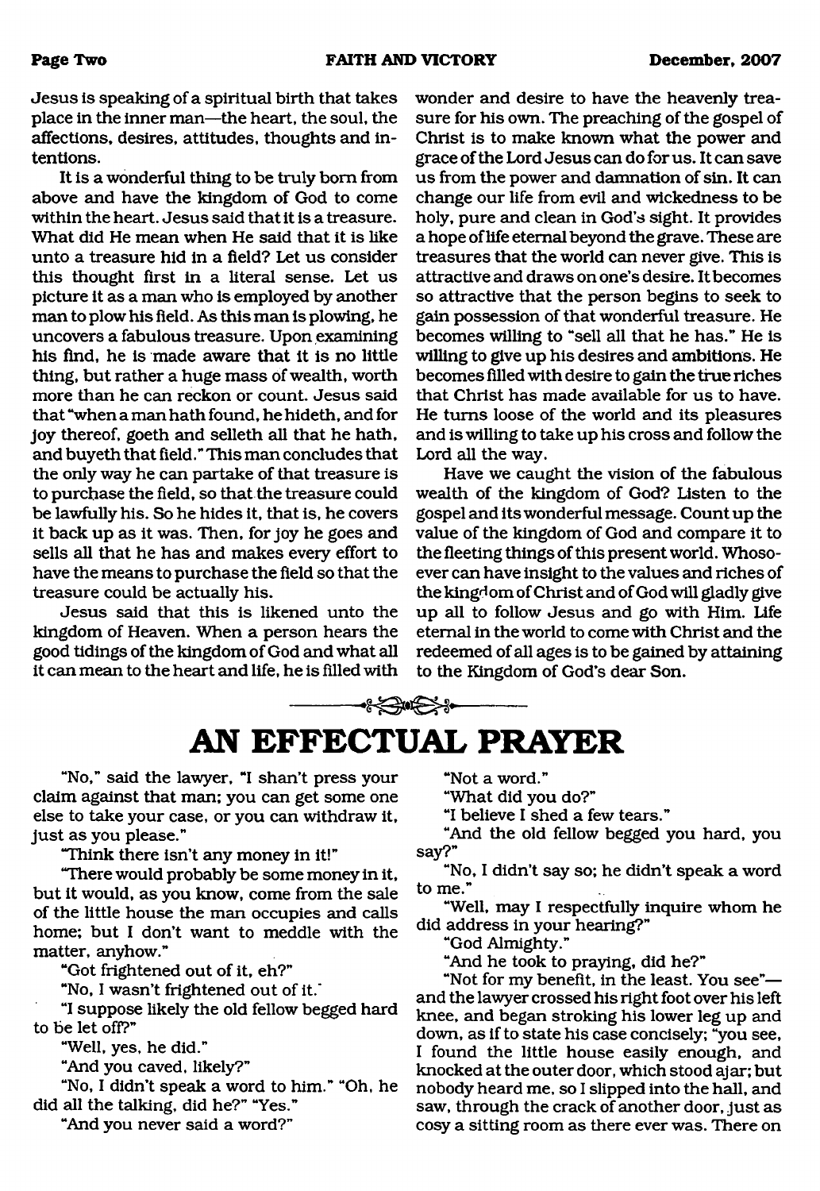Jesus is speaking of a spiritual birth that takes place in the inner man—the heart, the soul, the affections, desires, attitudes, thoughts and intentions.

It is a wonderful thing to be truly born from above and have the kingdom of God to come within the heart. Jesus said that it is a treasure. What did He mean when He said that it is like unto a treasure hid in a field? Let us consider this thought first in a literal sense. Let us picture it as a man who is employed by another man to plow his field. As this man is plowing, he uncovers a fabulous treasure. Upon examining his find, he is made aware that it is no little thing, but rather a huge mass of wealth, worth more than he can reckon or count. Jesus said that "when a man hath found, he hideth, and for joy thereof, goeth and selleth all that he hath, and buyeth that field." This man concludes that the only way he can partake of that treasure is to purchase the field, so that the treasure could be lawfully his. So he hides it, that is, he covers it back up as it was. Then, for joy he goes and sells all that he has and makes every effort to have the means to purchase the field so that the treasure could be actually his.

Jesus said that this is likened unto the kingdom of Heaven. When a person hears the good tidings of the kingdom of God and what all it can mean to the heart and life, he is filled with wonder and desire to have the heavenly treasure for his own. The preaching of the gospel of Christ is to make known what the power and grace of the Lord Jesus can do for us. It can save us from the power and damnation of sin. It can change our life from evil and wickedness to be holy, pure and clean in God's sight. It provides a hope of life eternal beyond the grave. These are treasures that the world can never give. This is attractive and draws on one's desire. It becomes so attractive that the person begins to seek to gain possession of that wonderful treasure. He becomes willing to "sell all that he has." He is willing to give up his desires and ambitions. He becomes filled with desire to gain the true riches that Christ has made available for us to have. He turns loose of the world and its pleasures and is willing to take up his cross and follow the Lord all the way.

Have we caught the vision of the fabulous wealth of the kingdom of God? Listen to the gospel and its wonderful message. Count up the value of the kingdom of God and compare it to the fleeting things of this present world. Whosoever can have insight to the values and riches of the kingdom of Christ and of God will gladly give up all to follow Jesus and go with Him. Life eternal in the world to come with Christ and the redeemed of all ages is to be gained by attaining to the Kingdom of God's dear Son.

# AN EFFECTUAL PRAYER

"No," said the lawyer, "I shan't press your claim against that man; you can get some one else to take your case, or you can withdraw it, just as you please."

"Think there isn't any money in it!"

"There would probably be some money in it, but it would, as you know, come from the sale of the little house the man occupies and calls home; but I don't want to meddle with the matter, anyhow."

"Got frightened out of it, eh?"

"No, I wasn't frightened out of it."

"I suppose likely the old fellow begged hard to be let off?"

"Well, yes, he did."

"And you caved, likely?"

"No, I didn't speak a word to him." "Oh, he did all the talking, did he?" "Yes."

"And you never said a word?"

"Not a word."

"What did you do?"

"I believe I shed a few tears."

"And the old fellow begged you hard, you say?"

"No, I didn't say so; he didn't speak a word to me."

"Well, may I respectfully inquire whom he did address in your hearing?"

"God Almighty."

"And he took to praying, did he?"

"Not for my benefit, in the least. You see"—and the lawyer crossed his right foot over his left knee, and began stroking his lower leg up and down, as if to state his case concisely; "you see, I found the little house easily enough, and knocked at the outer door, which stood ajar; but nobody heard me, so I slipped into the hall, and saw, through the crack of another door, just as cosy a sitting room as there ever was. There on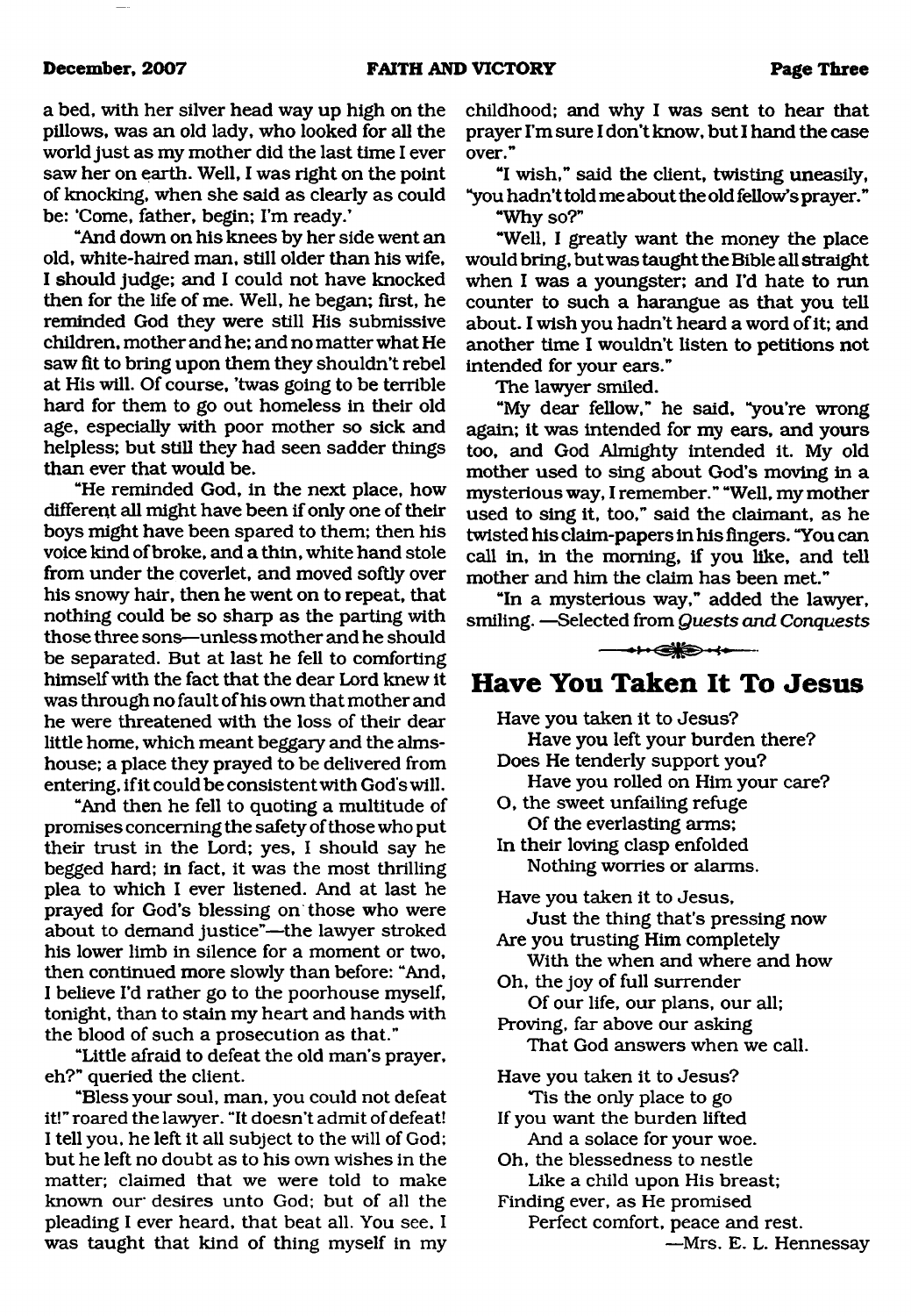a bed, with her silver head way up high on the pillows, was an old lady, who looked for all the world just as my mother did the last time I ever saw her on earth. Well, I was right on the point of knocking, when she said as clearly as could be: 'Come, father, begin; I'm ready.'

"And down on his knees by her side went an old, white-haired man, still older than his wife, I should judge; and I could not have knocked then for the life of me. Well, he began; first, he reminded God they were still His submissive children, mother and he; and no matter what He saw fit to bring upon them they shouldn't rebel at His will. Of course, 'twas going to be terrible hard for them to go out homeless in their old age, especially with poor mother so sick and helpless; but still they had seen sadder things than ever that would be.

"He reminded God, in the next place, how different all might have been if only one of their boys might have been spared to them; then his voice kind of broke, and a thin, white hand stole from under the coverlet, and moved softly over his snowy hair, then he went on to repeat, that nothing could be so sharp as the parting with those three sons—unless mother and he should be separated. But at last he fell to comforting himself with the fact that the dear Lord knew it was through no fault of his own that mother and he were threatened with the loss of their dear little home, which meant beggary and the almshouse; a place they prayed to be delivered from entering, if it could be consistent with God's will.

"And then he fell to quoting a multitude of promises concerning the safety of those who put their trust in the Lord; yes, I should say he begged hard; in fact, it was the most thrilling plea to which I ever listened. And at last he prayed for God's blessing on those who were about to demand justice"—the lawyer stroked his lower limb in silence for a moment or two, then continued more slowly than before: "And, I believe I'd rather go to the poorhouse myself, tonight, than to stain my heart and hands with the blood of such a prosecution as that."

"Little afraid to defeat the old man's prayer, eh?" queried the client.

"Bless your soul, man, you could not defeat it!" roared the lawyer. "It doesn't admit of defeat! I tell you, he left it all subject to the will of God; but he left no doubt as to his own wishes in the matter; claimed that we were told to make known our desires unto God; but of all the pleading I ever heard, that beat all. You see, I was taught that kind of thing myself in my childhood; and why I was sent to hear that prayer I'm sure I don't know, but I hand the case over."

"I wish," said the client, twisting uneasily, "you hadn't told me about the old fellow's prayer."

"Why so?"

"Well, I greatly want the money the place would bring, but was taught the Bible all straight when I was a youngster; and I'd hate to run counter to such a harangue as that you tell about. I wish you hadn't heard a word of it; and another time I wouldn't listen to petitions not intended for your ears."

The lawyer smiled.

"My dear fellow," he said, "you're wrong again; it was intended for my ears, and yours too, and God Almighty intended it. My old mother used to sing about God's moving in a mysterious way, I remember." "Well, my mother used to sing it, too," said the claimant, as he twisted his claim-papers in his fingers. "You can call in, in the morning, if you like, and tell mother and him the claim has been met."

"In a mysterious way," added the lawyer, smiling. —Selected from *Quests and Conquests*

## Have You Taken It To Jesus

Have you taken it to Jesus?
Have you left your burden there?
Does He tenderly support you?
Have you rolled on Him your care?
O, the sweet unfailing refuge
Of the everlasting arms;
In their loving clasp enfolded
Nothing worries or alarms.

Have you taken it to Jesus,
Just the thing that's pressing now
Are you trusting Him completely
With the when and where and how
Oh, the joy of full surrender
Of our life, our plans, our all;
Proving, far above our asking
That God answers when we call.

Have you taken it to Jesus?
'Tis the only place to go
If you want the burden lifted
And a solace for your woe.
Oh, the blessedness to nestle
Like a child upon His breast;
Finding ever, as He promised
Perfect comfort, peace and rest.

—Mrs. E. L. Hennessay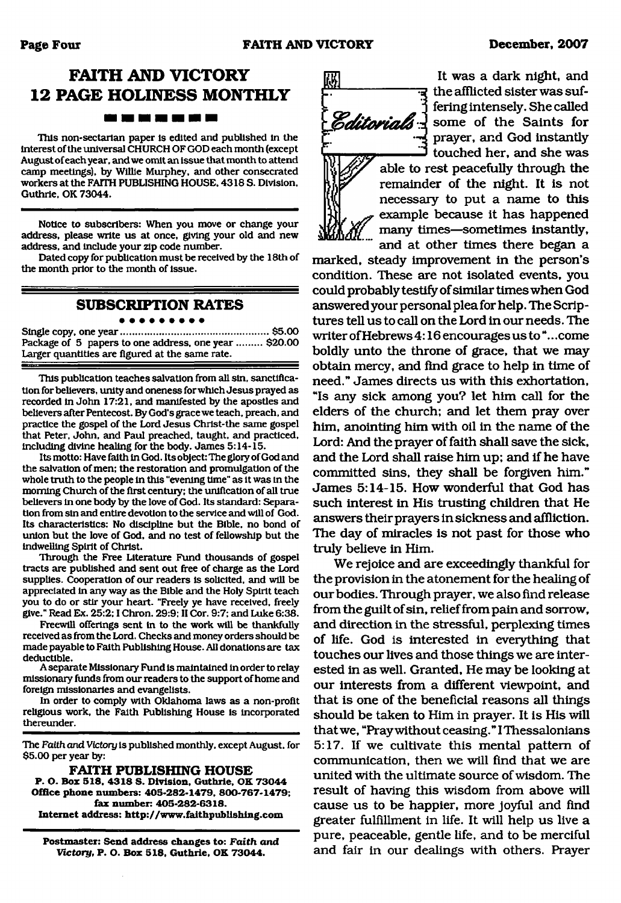# FAITH AND VICTORY 12 PAGE HOLINESS MONTHLY

This non-sectarian paper is edited and published in the interest of the universal CHURCH OF GOD each month (except August of each year, and we omit an issue that month to attend camp meetings), by Willie Murphey, and other consecrated workers at the FAITH PUBLISHING HOUSE. 4318 S. Division, Guthrie, OK 73044.

Notice to subscribers: When you move or change your address, please write us at once, giving your old and new address, and include your zip code number.

Dated copy for publication must be received by the 18th of the month prior to the month of issue.

## SUBSCRIPTION RATES

Single copy, one year .................................................. $5.00
Package of 5 papers to one address, one year ......... $20.00
Larger quantities are figured at the same rate.

This publication teaches salvation from all sin, sanctification for believers, unity and oneness for which Jesus prayed as recorded in John 17:21, and manifested by the apostles and believers after Pentecost. By God's grace we teach, preach, and practice the gospel of the Lord Jesus Christ-the same gospel that Peter, John, and Paul preached, taught, and practiced, including divine healing for the body. James 5:14-15.

Its motto: Have faith in God. Its object: The glory of God and the salvation of men; the restoration and promulgation of the whole truth to the people in this "evening time" as it was in the morning Church of the first century; the unification of all true believers in one body by the love of God. Its standard: Separation from sin and entire devotion to the service and will of God. Its characteristics: No discipline but the Bible, no bond of union but the love of God, and no test of fellowship but the indwelling Spirit of Christ.

Through the Free Literature Fund thousands of gospel tracts are published and sent out free of charge as the Lord supplies. Cooperation of our readers is solicited, and will be appreciated in any way as the Bible and the Holy Spirit teach you to do or stir your heart. "Freely ye have received, freely give." Read Ex. 25:2; I Chron. 29:9; II Cor. 9:7; and Luke 6:38.

Freewill offerings sent in to the work will be thankfully received as from the Lord. Checks and money orders should be made payable to Faith Publishing House. All donations are tax deductible.

A separate Missionary Fund is maintained in order to relay missionary funds from our readers to the support of home and foreign missionaries and evangelists.

In order to comply with Oklahoma laws as a non-profit religious work, the Faith Publishing House is incorporated thereunder.

The *Faith and Victory* is published monthly, except August, for $5.00 per year by:

**FAITH PUBLISHING HOUSE**
**P. O. Box 518, 4318 S. Division, Guthrie, OK 73044**
**Office phone numbers: 405-282-1479, 800-767-1479; fax number: 405-282-6318.**
**Internet address: http://www.faithpublishing.com**

**Postmaster: Send address changes to: *Faith and Victory*, P. O. Box 518, Guthrie, OK 73044.**

## Editorials

It was a dark night, and the afflicted sister was suffering intensely. She called some of the Saints for prayer, and God instantly touched her, and she was able to rest peacefully through the remainder of the night. It is not necessary to put a name to this example because it has happened many times—sometimes instantly, and at other times there began a marked, steady improvement in the person's condition. These are not isolated events, you could probably testify of similar times when God answered your personal plea for help. The Scriptures tell us to call on the Lord in our needs. The writer of Hebrews 4:16 encourages us to "...come boldly unto the throne of grace, that we may obtain mercy, and find grace to help in time of need." James directs us with this exhortation, "Is any sick among you? let him call for the elders of the church; and let them pray over him, anointing him with oil in the name of the Lord: And the prayer of faith shall save the sick, and the Lord shall raise him up; and if he have committed sins, they shall be forgiven him." James 5:14-15. How wonderful that God has such interest in His trusting children that He answers their prayers in sickness and affliction. The day of miracles is not past for those who truly believe in Him.

We rejoice and are exceedingly thankful for the provision in the atonement for the healing of our bodies. Through prayer, we also find release from the guilt of sin, relief from pain and sorrow, and direction in the stressful, perplexing times of life. God is interested in everything that touches our lives and those things we are interested in as well. Granted, He may be looking at our interests from a different viewpoint, and that is one of the beneficial reasons all things should be taken to Him in prayer. It is His will that we, "Pray without ceasing." I Thessalonians 5:17. If we cultivate this mental pattern of communication, then we will find that we are united with the ultimate source of wisdom. The result of having this wisdom from above will cause us to be happier, more joyful and find greater fulfillment in life. It will help us live a pure, peaceable, gentle life, and to be merciful and fair in our dealings with others. Prayer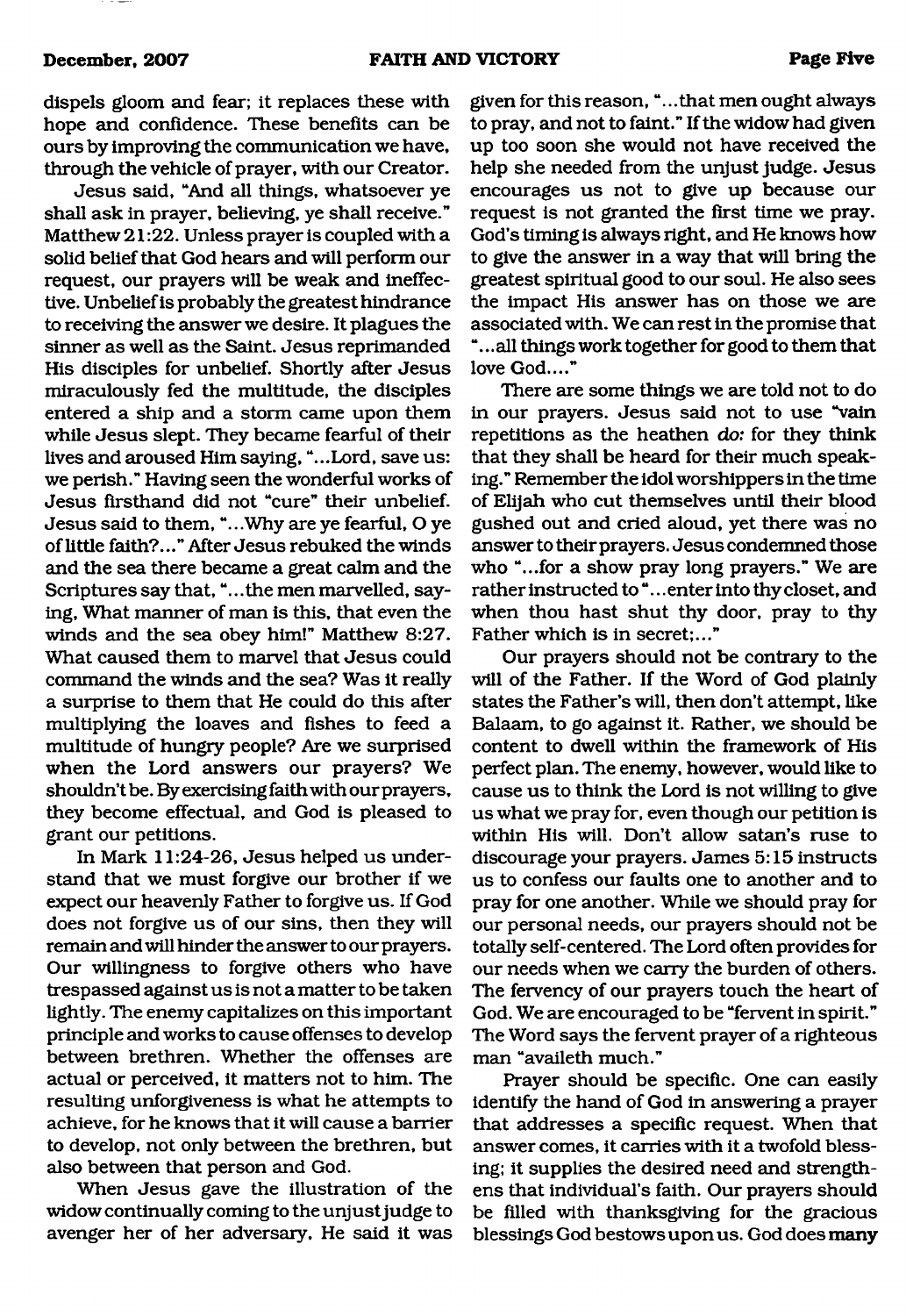dispels gloom and fear; it replaces these with hope and confidence. These benefits can be ours by improving the communication we have, through the vehicle of prayer, with our Creator.

Jesus said, "And all things, whatsoever ye shall ask in prayer, believing, ye shall receive." Matthew 21:22. Unless prayer is coupled with a solid belief that God hears and will perform our request, our prayers will be weak and ineffective. Unbelief is probably the greatest hindrance to receiving the answer we desire. It plagues the sinner as well as the Saint. Jesus reprimanded His disciples for unbelief. Shortly after Jesus miraculously fed the multitude, the disciples entered a ship and a storm came upon them while Jesus slept. They became fearful of their lives and aroused Him saying, "...Lord, save us: we perish." Having seen the wonderful works of Jesus firsthand did not "cure" their unbelief. Jesus said to them, "...Why are ye fearful, O ye of little faith?..." After Jesus rebuked the winds and the sea there became a great calm and the Scriptures say that, "...the men marvelled, saying, What manner of man is this, that even the winds and the sea obey him!" Matthew 8:27. What caused them to marvel that Jesus could command the winds and the sea? Was it really a surprise to them that He could do this after multiplying the loaves and fishes to feed a multitude of hungry people? Are we surprised when the Lord answers our prayers? We shouldn't be. By exercising faith with our prayers, they become effectual, and God is pleased to grant our petitions.

In Mark 11:24-26, Jesus helped us understand that we must forgive our brother if we expect our heavenly Father to forgive us. If God does not forgive us of our sins, then they will remain and will hinder the answer to our prayers. Our willingness to forgive others who have trespassed against us is not a matter to be taken lightly. The enemy capitalizes on this important principle and works to cause offenses to develop between brethren. Whether the offenses are actual or perceived, it matters not to him. The resulting unforgiveness is what he attempts to achieve, for he knows that it will cause a barrier to develop, not only between the brethren, but also between that person and God.

When Jesus gave the illustration of the widow continually coming to the unjust judge to avenger her of her adversary, He said it was given for this reason, "...that men ought always to pray, and not to faint." If the widow had given up too soon she would not have received the help she needed from the unjust judge. Jesus encourages us not to give up because our request is not granted the first time we pray. God's timing is always right, and He knows how to give the answer in a way that will bring the greatest spiritual good to our soul. He also sees the impact His answer has on those we are associated with. We can rest in the promise that "...all things work together for good to them that love God...."

There are some things we are told not to do in our prayers. Jesus said not to use "vain repetitions as the heathen *do:* for they think that they shall be heard for their much speaking." Remember the idol worshippers in the time of Elijah who cut themselves until their blood gushed out and cried aloud, yet there was no answer to their prayers. Jesus condemned those who "...for a show pray long prayers." We are rather instructed to "...enter into thy closet, and when thou hast shut thy door, pray to thy Father which is in secret;..."

Our prayers should not be contrary to the will of the Father. If the Word of God plainly states the Father's will, then don't attempt, like Balaam, to go against it. Rather, we should be content to dwell within the framework of His perfect plan. The enemy, however, would like to cause us to think the Lord is not willing to give us what we pray for, even though our petition is within His will. Don't allow satan's ruse to discourage your prayers. James 5:15 instructs us to confess our faults one to another and to pray for one another. While we should pray for our personal needs, our prayers should not be totally self-centered. The Lord often provides for our needs when we carry the burden of others. The fervency of our prayers touch the heart of God. We are encouraged to be "fervent in spirit." The Word says the fervent prayer of a righteous man "availeth much."

Prayer should be specific. One can easily identify the hand of God in answering a prayer that addresses a specific request. When that answer comes, it carries with it a twofold blessing; it supplies the desired need and strengthens that individual's faith. Our prayers should be filled with thanksgiving for the gracious blessings God bestows upon us. God does many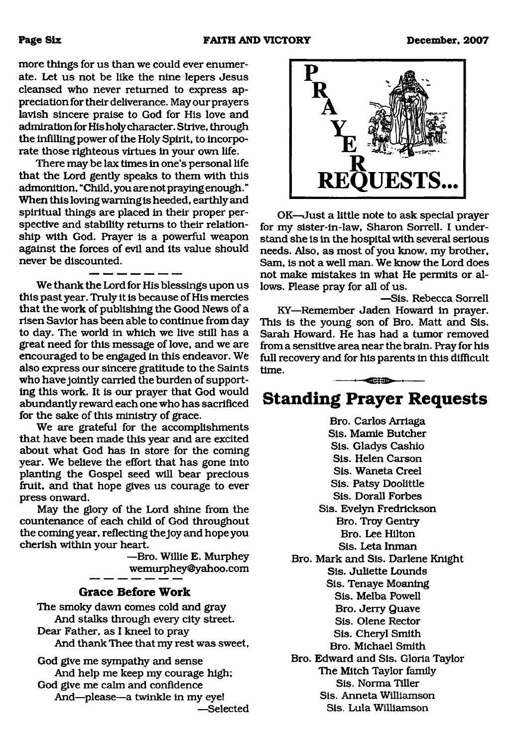more things for us than we could ever enumerate. Let us not be like the nine lepers Jesus cleansed who never returned to express appreciation for their deliverance. May our prayers lavish sincere praise to God for His love and admiration for His holy character. Strive, through the infilling power of the Holy Spirit, to incorporate those righteous virtues in your own life.

There may be lax times in one's personal life that the Lord gently speaks to them with this admonition, "Child, you are not praying enough." When this loving warning is heeded, earthly and spiritual things are placed in their proper perspective and stability returns to their relationship with God. Prayer is a powerful weapon against the forces of evil and its value should never be discounted.

---

We thank the Lord for His blessings upon us this past year. Truly it is because of His mercies that the work of publishing the Good News of a risen Savior has been able to continue from day to day. The world in which we live still has a great need for this message of love, and we are encouraged to be engaged in this endeavor. We also express our sincere gratitude to the Saints who have jointly carried the burden of supporting this work. It is our prayer that God would abundantly reward each one who has sacrificed for the sake of this ministry of grace.

We are grateful for the accomplishments that have been made this year and are excited about what God has in store for the coming year. We believe the effort that has gone into planting the Gospel seed will bear precious fruit, and that hope gives us courage to ever press onward.

May the glory of the Lord shine from the countenance of each child of God throughout the coming year, reflecting the joy and hope you cherish within your heart.

—Bro. Willie E. Murphey
wemurphey@yahoo.com

---

### Grace Before Work

The smoky dawn comes cold and gray
And stalks through every city street.
Dear Father, as I kneel to pray
And thank Thee that my rest was sweet,

God give me sympathy and sense
And help me keep my courage high;
God give me calm and confidence
And—please—a twinkle in my eye!

—Selected

## PRAYER REQUESTS...

OK—Just a little note to ask special prayer for my sister-in-law, Sharon Sorrell. I understand she is in the hospital with several serious needs. Also, as most of you know, my brother, Sam, is not a well man. We know the Lord does not make mistakes in what He permits or allows. Please pray for all of us.

—Sis. Rebecca Sorrell

KY—Remember Jaden Howard in prayer. This is the young son of Bro. Matt and Sis. Sarah Howard. He has had a tumor removed from a sensitive area near the brain. Pray for his full recovery and for his parents in this difficult time.

## Standing Prayer Requests

Bro. Carlos Arriaga
Sis. Mamie Butcher
Sis. Gladys Cashio
Sis. Helen Carson
Sis. Waneta Creel
Sis. Patsy Doolittle
Sis. Dorall Forbes
Sis. Evelyn Fredrickson
Bro. Troy Gentry
Bro. Lee Hilton
Sis. Leta Inman
Bro. Mark and Sis. Darlene Knight
Sis. Juliette Lounds
Sis. Tenaye Moaning
Sis. Melba Powell
Bro. Jerry Quave
Sis. Olene Rector
Sis. Cheryl Smith
Bro. Michael Smith
Bro. Edward and Sis. Gloria Taylor
The Mitch Taylor family
Sis. Norma Tiller
Sis. Anneta Williamson
Sis. Lula Williamson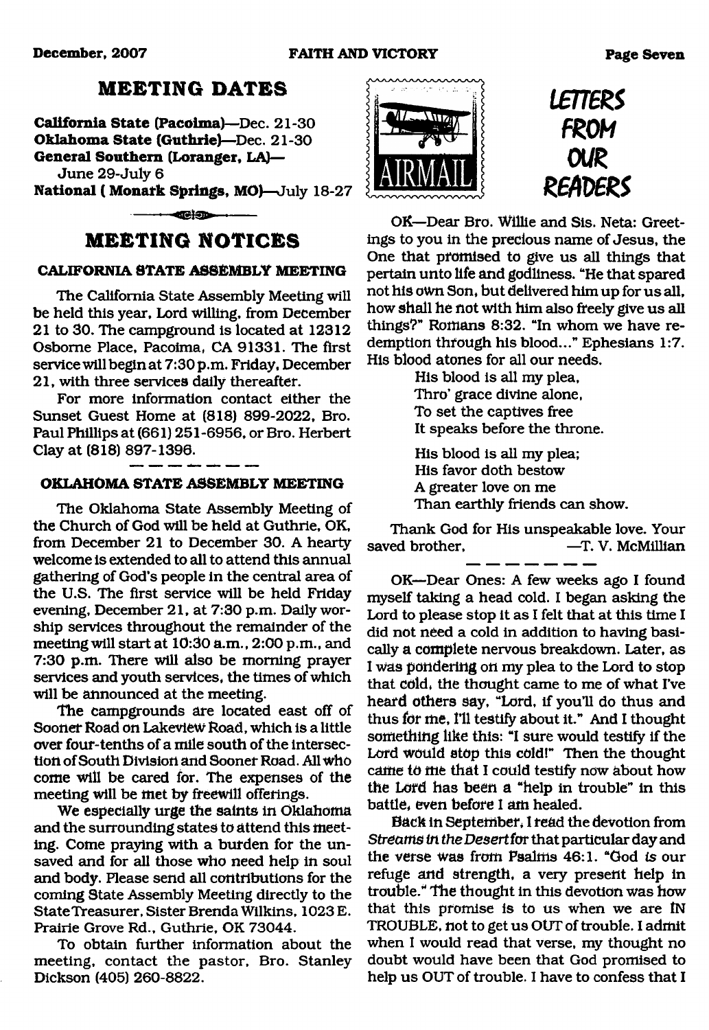## MEETING DATES

**California State (Pacoima)**—Dec. 21-30
**Oklahoma State (Guthrie)**—Dec. 21-30
**General Southern (Loranger, LA)**—
June 29-July 6
**National (Monark Springs, MO)**—July 18-27

## MEETING NOTICES

### CALIFORNIA STATE ASSEMBLY MEETING

The California State Assembly Meeting will be held this year, Lord willing, from December 21 to 30. The campground is located at 12312 Osborne Place, Pacoima, CA 91331. The first service will begin at 7:30 p.m. Friday, December 21, with three services daily thereafter.

For more information contact either the Sunset Guest Home at (818) 899-2022, Bro. Paul Phillips at (661) 251-6956, or Bro. Herbert Clay at (818) 897-1396.

— — — — — — —

### OKLAHOMA STATE ASSEMBLY MEETING

The Oklahoma State Assembly Meeting of the Church of God will be held at Guthrie, OK, from December 21 to December 30. A hearty welcome is extended to all to attend this annual gathering of God's people in the central area of the U.S. The first service will be held Friday evening, December 21, at 7:30 p.m. Daily worship services throughout the remainder of the meeting will start at 10:30 a.m., 2:00 p.m., and 7:30 p.m. There will also be morning prayer services and youth services, the times of which will be announced at the meeting.

The campgrounds are located east off of Sooner Road on Lakeview Road, which is a little over four-tenths of a mile south of the intersection of South Division and Sooner Road. All who come will be cared for. The expenses of the meeting will be met by freewill offerings.

We especially urge the saints in Oklahoma and the surrounding states to attend this meeting. Come praying with a burden for the unsaved and for all those who need help in soul and body. Please send all contributions for the coming State Assembly Meeting directly to the State Treasurer, Sister Brenda Wilkins, 1023 E. Prairie Grove Rd., Guthrie, OK 73044.

To obtain further information about the meeting, contact the pastor, Bro. Stanley Dickson (405) 260-8822.

## LETTERS FROM OUR READERS

OK—Dear Bro. Willie and Sis. Neta: Greetings to you in the precious name of Jesus, the One that promised to give us all things that pertain unto life and godliness. "He that spared not his own Son, but delivered him up for us all, how shall he not with him also freely give us all things?" Romans 8:32. "In whom we have redemption through his blood..." Ephesians 1:7. His blood atones for all our needs.

His blood is all my plea,
Thro' grace divine alone,
To set the captives free
It speaks before the throne.

His blood is all my plea;
His favor doth bestow
A greater love on me
Than earthly friends can show.

Thank God for His unspeakable love. Your saved brother, —T. V. McMillian

— — — — — — —

OK—Dear Ones: A few weeks ago I found myself taking a head cold. I began asking the Lord to please stop it as I felt that at this time I did not need a cold in addition to having basically a complete nervous breakdown. Later, as I was pondering on my plea to the Lord to stop that cold, the thought came to me of what I've heard others say, "Lord, if you'll do thus and thus for me, I'll testify about it." And I thought something like this: "I sure would testify if the Lord would stop this cold!" Then the thought came to me that I could testify now about how the Lord has been a "help in trouble" in this battle, even before I am healed.

Back in September, I read the devotion from *Streams in the Desert* for that particular day and the verse was from Psalms 46:1. "God *is* our refuge and strength, a very present help in trouble." The thought in this devotion was how that this promise is to us when we are IN TROUBLE, not to get us OUT of trouble. I admit when I would read that verse, my thought no doubt would have been that God promised to help us OUT of trouble. I have to confess that I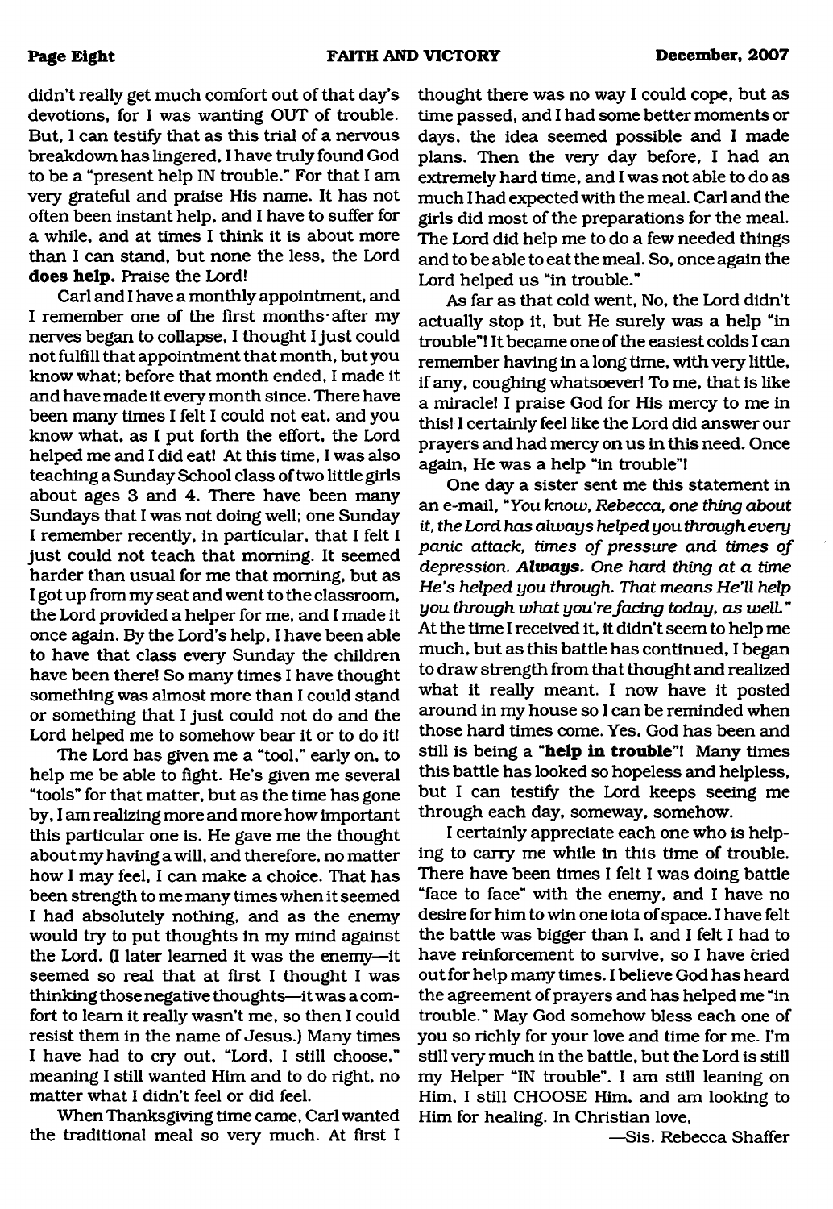didn't really get much comfort out of that day's devotions, for I was wanting OUT of trouble. But, I can testify that as this trial of a nervous breakdown has lingered, I have truly found God to be a "present help IN trouble." For that I am very grateful and praise His name. It has not often been instant help, and I have to suffer for a while, and at times I think it is about more than I can stand, but none the less, the Lord **does help.** Praise the Lord!

Carl and I have a monthly appointment, and I remember one of the first months after my nerves began to collapse, I thought I just could not fulfill that appointment that month, but you know what; before that month ended, I made it and have made it every month since. There have been many times I felt I could not eat, and you know what, as I put forth the effort, the Lord helped me and I did eat! At this time, I was also teaching a Sunday School class of two little girls about ages 3 and 4. There have been many Sundays that I was not doing well; one Sunday I remember recently, in particular, that I felt I just could not teach that morning. It seemed harder than usual for me that morning, but as I got up from my seat and went to the classroom, the Lord provided a helper for me, and I made it once again. By the Lord's help, I have been able to have that class every Sunday the children have been there! So many times I have thought something was almost more than I could stand or something that I just could not do and the Lord helped me to somehow bear it or to do it!

The Lord has given me a "tool," early on, to help me be able to fight. He's given me several "tools" for that matter, but as the time has gone by, I am realizing more and more how important this particular one is. He gave me the thought about my having a will, and therefore, no matter how I may feel, I can make a choice. That has been strength to me many times when it seemed I had absolutely nothing, and as the enemy would try to put thoughts in my mind against the Lord. (I later learned it was the enemy—it seemed so real that at first I thought I was thinking those negative thoughts—it was a comfort to learn it really wasn't me, so then I could resist them in the name of Jesus.) Many times I have had to cry out, "Lord, I still choose," meaning I still wanted Him and to do right, no matter what I didn't feel or did feel.

When Thanksgiving time came, Carl wanted the traditional meal so very much. At first I thought there was no way I could cope, but as time passed, and I had some better moments or days, the idea seemed possible and I made plans. Then the very day before, I had an extremely hard time, and I was not able to do as much I had expected with the meal. Carl and the girls did most of the preparations for the meal. The Lord did help me to do a few needed things and to be able to eat the meal. So, once again the Lord helped us "in trouble."

As far as that cold went, No, the Lord didn't actually stop it, but He surely was a help "in trouble"! It became one of the easiest colds I can remember having in a long time, with very little, if any, coughing whatsoever! To me, that is like a miracle! I praise God for His mercy to me in this! I certainly feel like the Lord did answer our prayers and had mercy on us in this need. Once again, He was a help "in trouble"!

One day a sister sent me this statement in an e-mail, "*You know, Rebecca, one thing about it, the Lord has always helped you through every panic attack, times of pressure and times of depression.* ***Always.*** *One hard thing at a time He's helped you through. That means He'll help you through what you're facing today, as well.*" At the time I received it, it didn't seem to help me much, but as this battle has continued, I began to draw strength from that thought and realized what it really meant. I now have it posted around in my house so I can be reminded when those hard times come. Yes, God has been and still is being a "**help in trouble**"! Many times this battle has looked so hopeless and helpless, but I can testify the Lord keeps seeing me through each day, someway, somehow.

I certainly appreciate each one who is helping to carry me while in this time of trouble. There have been times I felt I was doing battle "face to face" with the enemy, and I have no desire for him to win one iota of space. I have felt the battle was bigger than I, and I felt I had to have reinforcement to survive, so I have cried out for help many times. I believe God has heard the agreement of prayers and has helped me "in trouble." May God somehow bless each one of you so richly for your love and time for me. I'm still very much in the battle, but the Lord is still my Helper "IN trouble". I am still leaning on Him, I still CHOOSE Him, and am looking to Him for healing. In Christian love,

—Sis. Rebecca Shaffer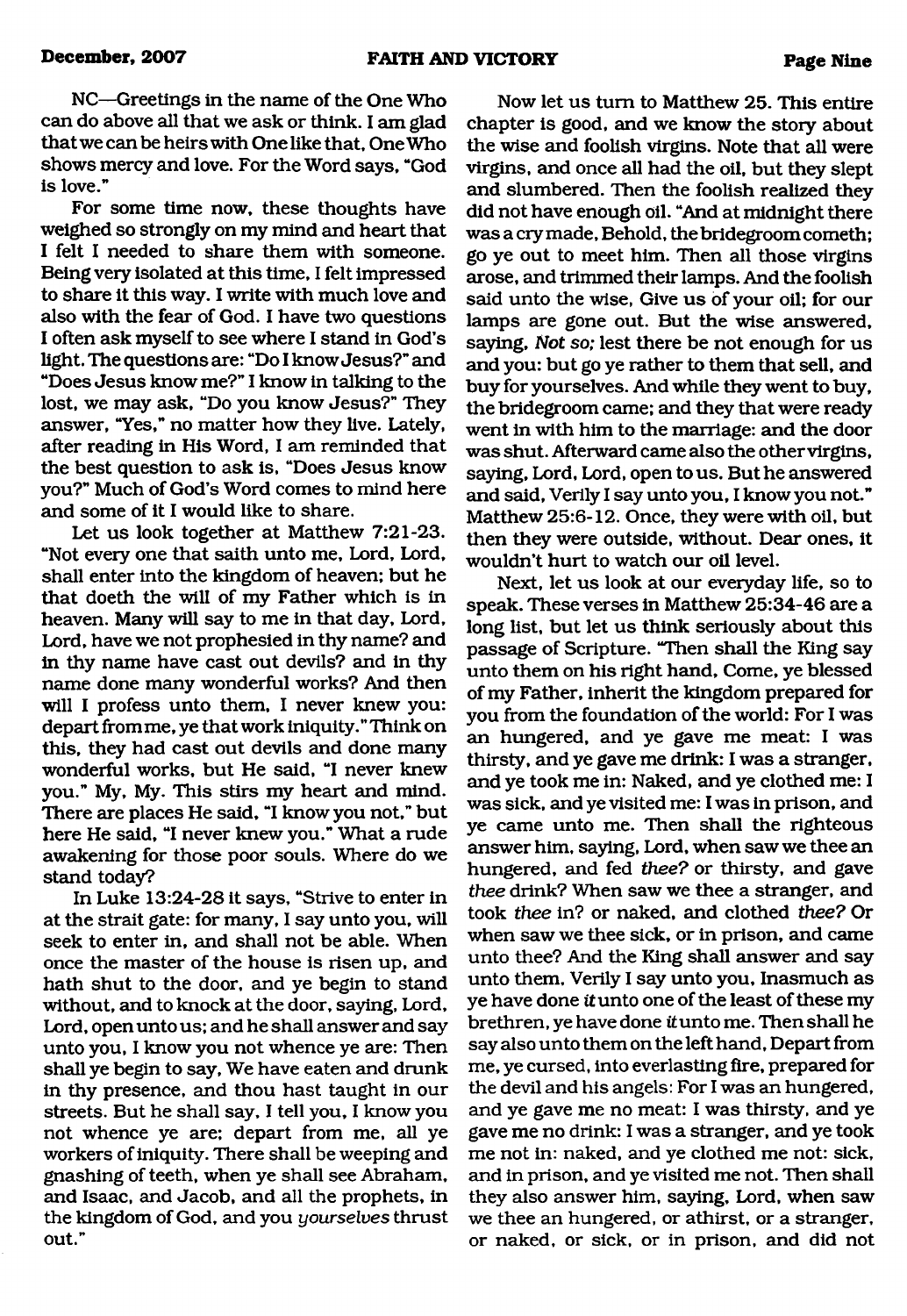NC—Greetings in the name of the One Who can do above all that we ask or think. I am glad that we can be heirs with One like that, One Who shows mercy and love. For the Word says, "God is love."

For some time now, these thoughts have weighed so strongly on my mind and heart that I felt I needed to share them with someone. Being very isolated at this time, I felt impressed to share it this way. I write with much love and also with the fear of God. I have two questions I often ask myself to see where I stand in God's light. The questions are: "Do I know Jesus?" and "Does Jesus know me?" I know in talking to the lost, we may ask, "Do you know Jesus?" They answer, "Yes," no matter how they live. Lately, after reading in His Word, I am reminded that the best question to ask is, "Does Jesus know you?" Much of God's Word comes to mind here and some of it I would like to share.

Let us look together at Matthew 7:21-23. "Not every one that saith unto me, Lord, Lord, shall enter into the kingdom of heaven; but he that doeth the will of my Father which is in heaven. Many will say to me in that day, Lord, Lord, have we not prophesied in thy name? and in thy name have cast out devils? and in thy name done many wonderful works? And then will I profess unto them, I never knew you: depart from me, ye that work iniquity." Think on this, they had cast out devils and done many wonderful works, but He said, "I never knew you." My, My. This stirs my heart and mind. There are places He said, "I know you not," but here He said, "I never knew you." What a rude awakening for those poor souls. Where do we stand today?

In Luke 13:24-28 it says, "Strive to enter in at the strait gate: for many, I say unto you, will seek to enter in, and shall not be able. When once the master of the house is risen up, and hath shut to the door, and ye begin to stand without, and to knock at the door, saying, Lord, Lord, open unto us; and he shall answer and say unto you, I know you not whence ye are: Then shall ye begin to say, We have eaten and drunk in thy presence, and thou hast taught in our streets. But he shall say, I tell you, I know you not whence ye are; depart from me, all ye workers of iniquity. There shall be weeping and gnashing of teeth, when ye shall see Abraham, and Isaac, and Jacob, and all the prophets, in the kingdom of God, and you *yourselves* thrust out."

Now let us turn to Matthew 25. This entire chapter is good, and we know the story about the wise and foolish virgins. Note that all were virgins, and once all had the oil, but they slept and slumbered. Then the foolish realized they did not have enough oil. "And at midnight there was a cry made, Behold, the bridegroom cometh; go ye out to meet him. Then all those virgins arose, and trimmed their lamps. And the foolish said unto the wise, Give us of your oil; for our lamps are gone out. But the wise answered, saying, *Not so;* lest there be not enough for us and you: but go ye rather to them that sell, and buy for yourselves. And while they went to buy, the bridegroom came; and they that were ready went in with him to the marriage: and the door was shut. Afterward came also the other virgins, saying, Lord, Lord, open to us. But he answered and said, Verily I say unto you, I know you not." Matthew 25:6-12. Once, they were with oil, but then they were outside, without. Dear ones, it wouldn't hurt to watch our oil level.

Next, let us look at our everyday life, so to speak. These verses in Matthew 25:34-46 are a long list, but let us think seriously about this passage of Scripture. "Then shall the King say unto them on his right hand, Come, ye blessed of my Father, inherit the kingdom prepared for you from the foundation of the world: For I was an hungered, and ye gave me meat: I was thirsty, and ye gave me drink: I was a stranger, and ye took me in: Naked, and ye clothed me: I was sick, and ye visited me: I was in prison, and ye came unto me. Then shall the righteous answer him, saying, Lord, when saw we thee an hungered, and fed *thee?* or thirsty, and gave *thee* drink? When saw we thee a stranger, and took *thee* in? or naked, and clothed *thee?* Or when saw we thee sick, or in prison, and came unto thee? And the King shall answer and say unto them, Verily I say unto you, Inasmuch as ye have done *it* unto one of the least of these my brethren, ye have done *it* unto me. Then shall he say also unto them on the left hand, Depart from me, ye cursed, into everlasting fire, prepared for the devil and his angels: For I was an hungered, and ye gave me no meat: I was thirsty, and ye gave me no drink: I was a stranger, and ye took me not in: naked, and ye clothed me not: sick, and in prison, and ye visited me not. Then shall they also answer him, saying, Lord, when saw we thee an hungered, or athirst, or a stranger, or naked, or sick, or in prison, and did not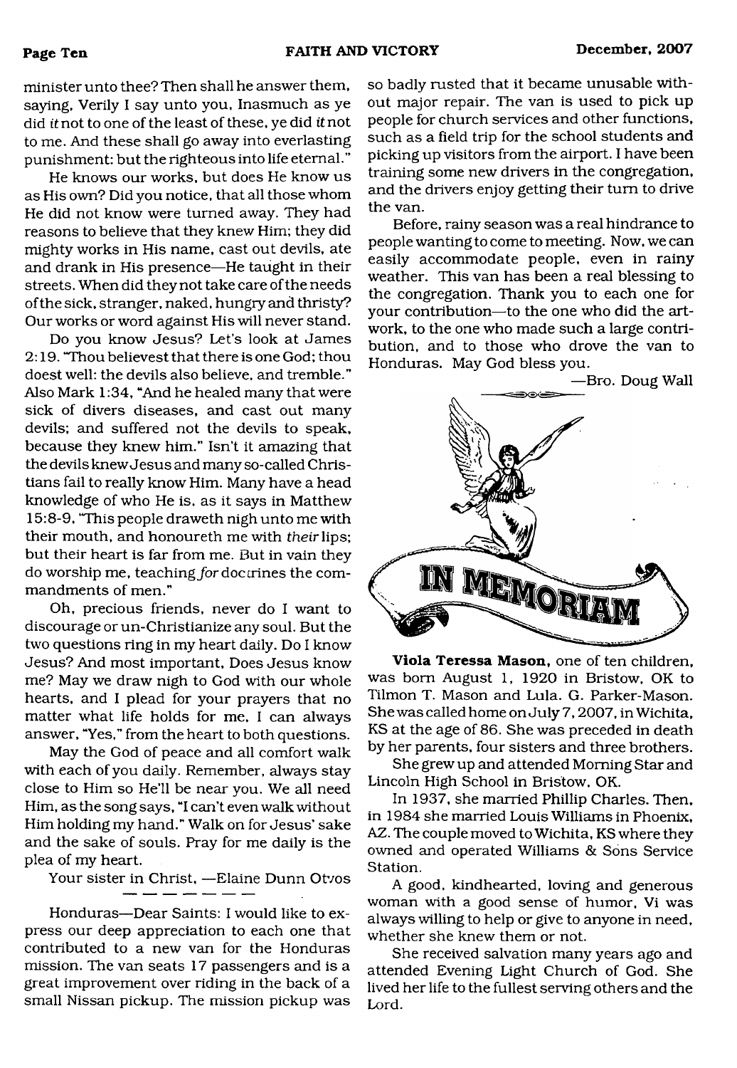minister unto thee? Then shall he answer them, saying, Verily I say unto you, Inasmuch as ye did *it* not to one of the least of these, ye did *it* not to me. And these shall go away into everlasting punishment: but the righteous into life eternal."

He knows our works, but does He know us as His own? Did you notice, that all those whom He did not know were turned away. They had reasons to believe that they knew Him; they did mighty works in His name, cast out devils, ate and drank in His presence—He taught in their streets. When did they not take care of the needs of the sick, stranger, naked, hungry and thristy? Our works or word against His will never stand.

Do you know Jesus? Let's look at James 2:19. "Thou believest that there is one God; thou doest well: the devils also believe, and tremble." Also Mark 1:34, "And he healed many that were sick of divers diseases, and cast out many devils; and suffered not the devils to speak, because they knew him." Isn't it amazing that the devils knew Jesus and many so-called Christians fail to really know Him. Many have a head knowledge of who He is, as it says in Matthew 15:8-9, "This people draweth nigh unto me with their mouth, and honoureth me with *their* lips; but their heart is far from me. But in vain they do worship me, teaching *for* doctrines the commandments of men."

Oh, precious friends, never do I want to discourage or un-Christianize any soul. But the two questions ring in my heart daily. Do I know Jesus? And most important, Does Jesus know me? May we draw nigh to God with our whole hearts, and I plead for your prayers that no matter what life holds for me, I can always answer, "Yes," from the heart to both questions.

May the God of peace and all comfort walk with each of you daily. Remember, always stay close to Him so He'll be near you. We all need Him, as the song says, "I can't even walk without Him holding my hand." Walk on for Jesus' sake and the sake of souls. Pray for me daily is the plea of my heart.

Your sister in Christ, —Elaine Dunn Otvos

---

Honduras—Dear Saints: I would like to express our deep appreciation to each one that contributed to a new van for the Honduras mission. The van seats 17 passengers and is a great improvement over riding in the back of a small Nissan pickup. The mission pickup was so badly rusted that it became unusable without major repair. The van is used to pick up people for church services and other functions, such as a field trip for the school students and picking up visitors from the airport. I have been training some new drivers in the congregation, and the drivers enjoy getting their turn to drive the van.

Before, rainy season was a real hindrance to people wanting to come to meeting. Now, we can easily accommodate people, even in rainy weather. This van has been a real blessing to the congregation. Thank you to each one for your contribution—to the one who did the artwork, to the one who made such a large contribution, and to those who drove the van to Honduras. May God bless you.

—Bro. Doug Wall

## IN MEMORIAM

**Viola Teressa Mason,** one of ten children, was born August 1, 1920 in Bristow, OK to Tilmon T. Mason and Lula. G. Parker-Mason. She was called home on July 7, 2007, in Wichita, KS at the age of 86. She was preceded in death by her parents, four sisters and three brothers.

She grew up and attended Morning Star and Lincoln High School in Bristow, OK.

In 1937, she married Phillip Charles. Then, in 1984 she married Louis Williams in Phoenix, AZ. The couple moved to Wichita, KS where they owned and operated Williams & Sons Service Station.

A good, kindhearted, loving and generous woman with a good sense of humor, Vi was always willing to help or give to anyone in need, whether she knew them or not.

She received salvation many years ago and attended Evening Light Church of God. She lived her life to the fullest serving others and the Lord.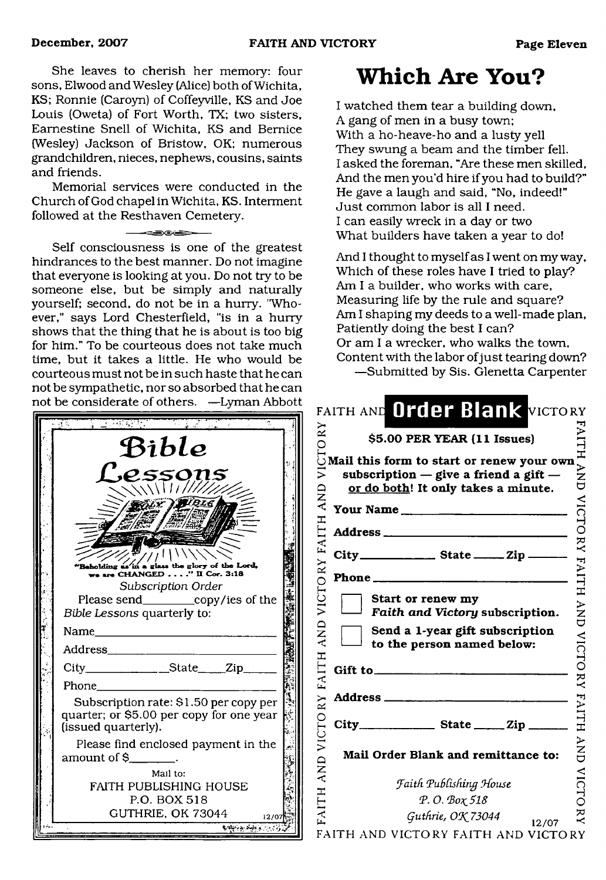She leaves to cherish her memory: four sons, Elwood and Wesley (Alice) both of Wichita, KS; Ronnie (Caroyn) of Coffeyville, KS and Joe Louis (Oweta) of Fort Worth, TX; two sisters, Earnestine Snell of Wichita, KS and Bernice (Wesley) Jackson of Bristow, OK; numerous grandchildren, nieces, nephews, cousins, saints and friends.

Memorial services were conducted in the Church of God chapel in Wichita, KS. Interment followed at the Resthaven Cemetery.

---

Self consciousness is one of the greatest hindrances to the best manner. Do not imagine that everyone is looking at you. Do not try to be someone else, but be simply and naturally yourself; second, do not be in a hurry. "Whoever," says Lord Chesterfield, "is in a hurry shows that the thing that he is about is too big for him." To be courteous does not take much time, but it takes a little. He who would be courteous must not be in such haste that he can not be sympathetic, nor so absorbed that he can not be considerate of others. —Lyman Abbott

## Bible Lessons

"Beholding as in a glass the glory of the Lord, we are CHANGED . . . ." II Cor. 3:18

*Subscription Order*

Please send________copy/ies of the *Bible Lessons* quarterly to:

Name______________________

Address______________________

City____________State_____Zip______

Phone______________________

Subscription rate: $1.50 per copy per quarter; or $5.00 per copy for one year (issued quarterly).

Please find enclosed payment in the amount of $________.

Mail to:
FAITH PUBLISHING HOUSE
P.O. BOX 518
GUTHRIE, OK 73044

12/07

# Which Are You?

I watched them tear a building down,
A gang of men in a busy town;
With a ho-heave-ho and a lusty yell
They swung a beam and the timber fell.
I asked the foreman, "Are these men skilled,
And the men you'd hire if you had to build?"
He gave a laugh and said, "No, indeed!"
Just common labor is all I need.
I can easily wreck in a day or two
What builders have taken a year to do!

And I thought to myself as I went on my way,
Which of these roles have I tried to play?
Am I a builder, who works with care,
Measuring life by the rule and square?
Am I shaping my deeds to a well-made plan,
Patiently doing the best I can?
Or am I a wrecker, who walks the town,
Content with the labor of just tearing down?

—Submitted by Sis. Glenetta Carpenter

## FAITH AND VICTORY Order Blank

**$5.00 PER YEAR (11 Issues)**

**Mail this form to start or renew your own subscription — give a friend a gift — or do both! It only takes a minute.**

**Your Name** ______________________

**Address** ______________________

**City**____________ **State** _____ **Zip** ______

**Phone** ______________________

☐ **Start or renew my *Faith and Victory* subscription.**

☐ **Send a 1-year gift subscription to the person named below:**

**Gift to**______________________

**Address** ______________________

**City**____________ **State** _____ **Zip** ______

**Mail Order Blank and remittance to:**

*Faith Publishing House*
*P. O. Box 518*
*Guthrie, OK 73044*

12/07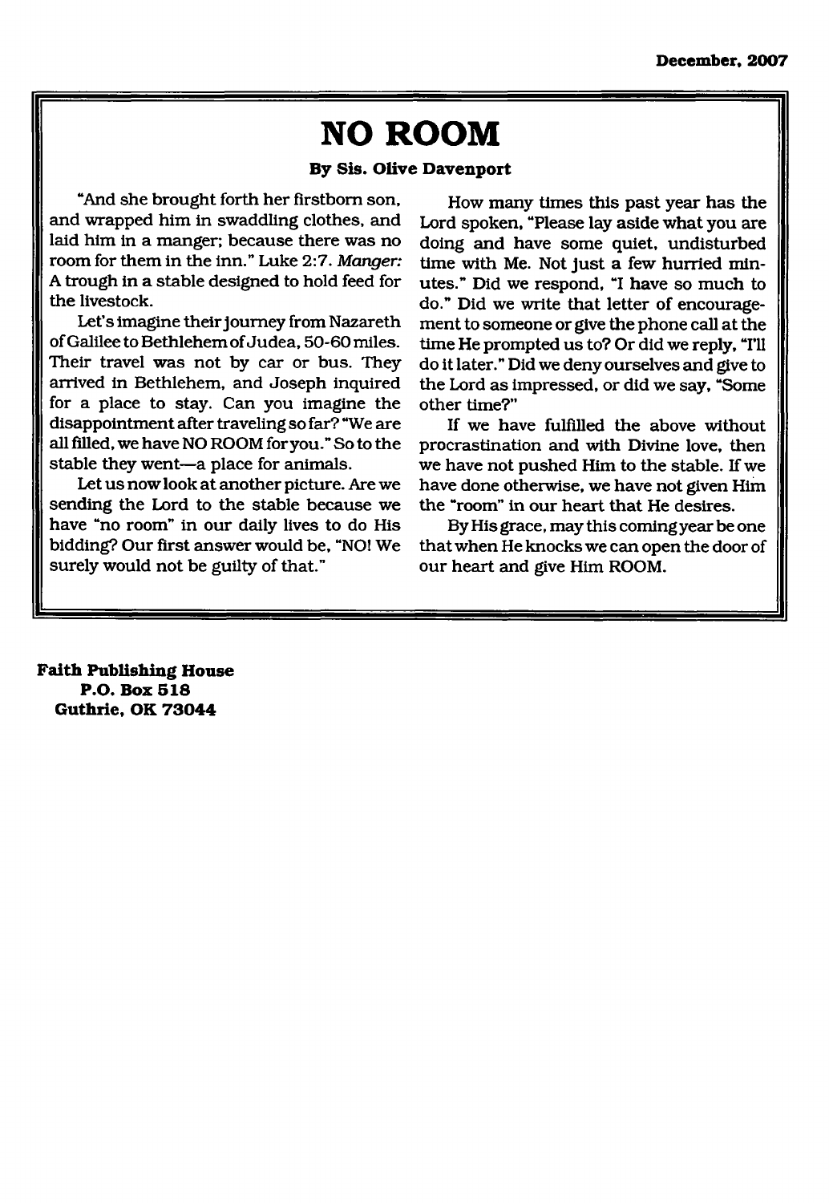# NO ROOM

**By Sis. Olive Davenport**

"And she brought forth her firstborn son, and wrapped him in swaddling clothes, and laid him in a manger; because there was no room for them in the inn." Luke 2:7. *Manger:* A trough in a stable designed to hold feed for the livestock.

Let's imagine their journey from Nazareth of Galilee to Bethlehem of Judea, 50-60 miles. Their travel was not by car or bus. They arrived in Bethlehem, and Joseph inquired for a place to stay. Can you imagine the disappointment after traveling so far? "We are all filled, we have NO ROOM for you." So to the stable they went—a place for animals.

Let us now look at another picture. Are we sending the Lord to the stable because we have "no room" in our daily lives to do His bidding? Our first answer would be, "NO! We surely would not be guilty of that."

How many times this past year has the Lord spoken, "Please lay aside what you are doing and have some quiet, undisturbed time with Me. Not just a few hurried minutes." Did we respond, "I have so much to do." Did we write that letter of encouragement to someone or give the phone call at the time He prompted us to? Or did we reply, "I'll do it later." Did we deny ourselves and give to the Lord as impressed, or did we say, "Some other time?"

If we have fulfilled the above without procrastination and with Divine love, then we have not pushed Him to the stable. If we have done otherwise, we have not given Him the "room" in our heart that He desires.

By His grace, may this coming year be one that when He knocks we can open the door of our heart and give Him ROOM.

**Faith Publishing House**
**P.O. Box 518**
**Guthrie, OK 73044**